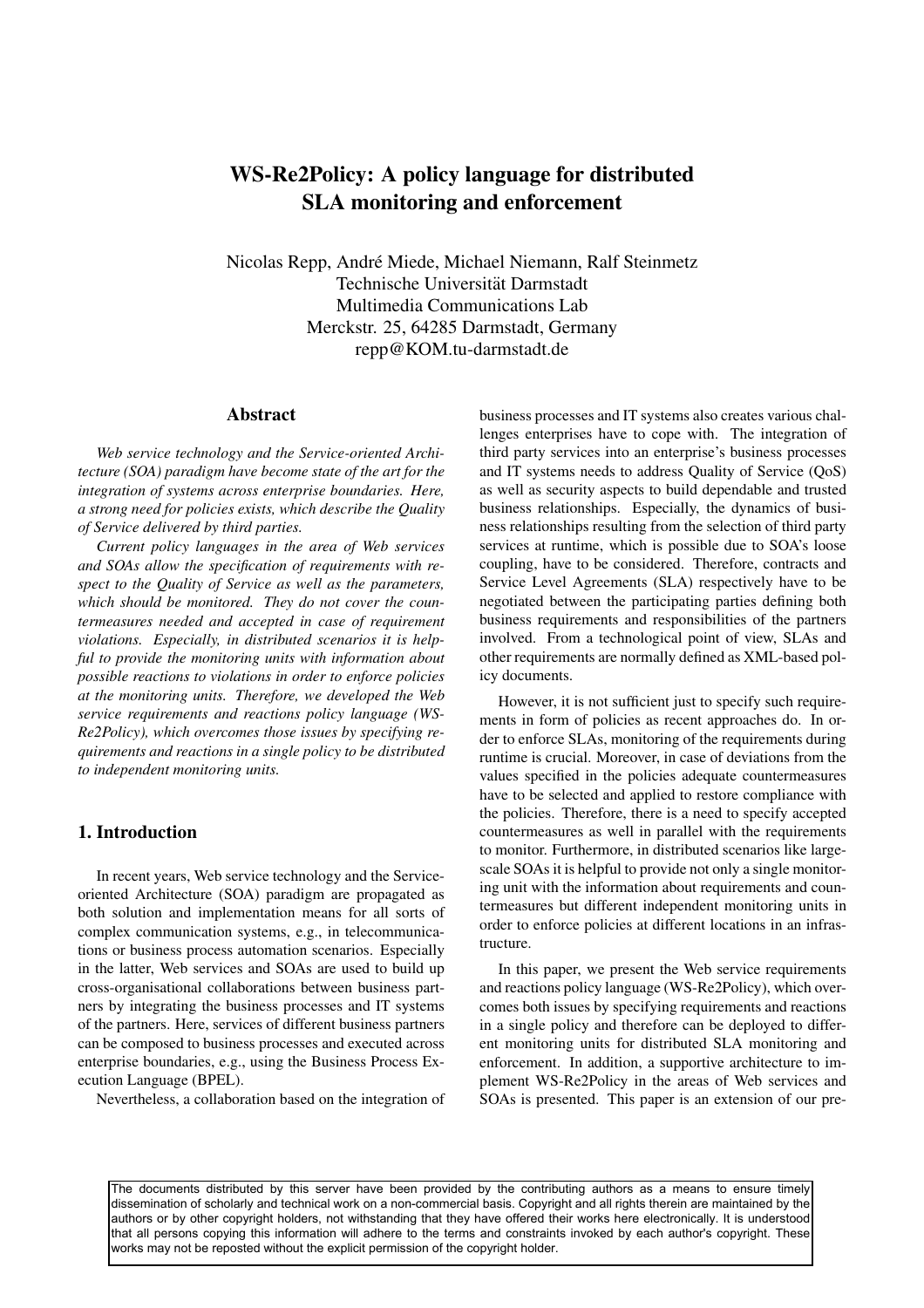# WS-Re2Policy: A policy language for distributed SLA monitoring and enforcement

Nicolas Repp, André Miede, Michael Niemann, Ralf Steinmetz
Technische Universität Darmstadt
Multimedia Communications Lab
Merckstr. 25, 64285 Darmstadt, Germany
repp@KOM.tu-darmstadt.de

## Abstract

*Web service technology and the Service-oriented Architecture (SOA) paradigm have become state of the art for the integration of systems across enterprise boundaries. Here, a strong need for policies exists, which describe the Quality of Service delivered by third parties.*

*Current policy languages in the area of Web services and SOAs allow the specification of requirements with respect to the Quality of Service as well as the parameters, which should be monitored. They do not cover the countermeasures needed and accepted in case of requirement violations. Especially, in distributed scenarios it is helpful to provide the monitoring units with information about possible reactions to violations in order to enforce policies at the monitoring units. Therefore, we developed the Web service requirements and reactions policy language (WS-Re2Policy), which overcomes those issues by specifying requirements and reactions in a single policy to be distributed to independent monitoring units.*

## 1. Introduction

In recent years, Web service technology and the Service-oriented Architecture (SOA) paradigm are propagated as both solution and implementation means for all sorts of complex communication systems, e.g., in telecommunications or business process automation scenarios. Especially in the latter, Web services and SOAs are used to build up cross-organisational collaborations between business partners by integrating the business processes and IT systems of the partners. Here, services of different business partners can be composed to business processes and executed across enterprise boundaries, e.g., using the Business Process Execution Language (BPEL).

Nevertheless, a collaboration based on the integration of business processes and IT systems also creates various challenges enterprises have to cope with. The integration of third party services into an enterprise's business processes and IT systems needs to address Quality of Service (QoS) as well as security aspects to build dependable and trusted business relationships. Especially, the dynamics of business relationships resulting from the selection of third party services at runtime, which is possible due to SOA's loose coupling, have to be considered. Therefore, contracts and Service Level Agreements (SLA) respectively have to be negotiated between the participating parties defining both business requirements and responsibilities of the partners involved. From a technological point of view, SLAs and other requirements are normally defined as XML-based policy documents.

However, it is not sufficient just to specify such requirements in form of policies as recent approaches do. In order to enforce SLAs, monitoring of the requirements during runtime is crucial. Moreover, in case of deviations from the values specified in the policies adequate countermeasures have to be selected and applied to restore compliance with the policies. Therefore, there is a need to specify accepted countermeasures as well in parallel with the requirements to monitor. Furthermore, in distributed scenarios like large-scale SOAs it is helpful to provide not only a single monitoring unit with the information about requirements and countermeasures but different independent monitoring units in order to enforce policies at different locations in an infrastructure.

In this paper, we present the Web service requirements and reactions policy language (WS-Re2Policy), which overcomes both issues by specifying requirements and reactions in a single policy and therefore can be deployed to different monitoring units for distributed SLA monitoring and enforcement. In addition, a supportive architecture to implement WS-Re2Policy in the areas of Web services and SOAs is presented. This paper is an extension of our pre-

The documents distributed by this server have been provided by the contributing authors as a means to ensure timely dissemination of scholarly and technical work on a non-commercial basis. Copyright and all rights therein are maintained by the authors or by other copyright holders, not withstanding that they have offered their works here electronically. It is understood that all persons copying this information will adhere to the terms and constraints invoked by each author's copyright. These works may not be reposted without the explicit permission of the copyright holder.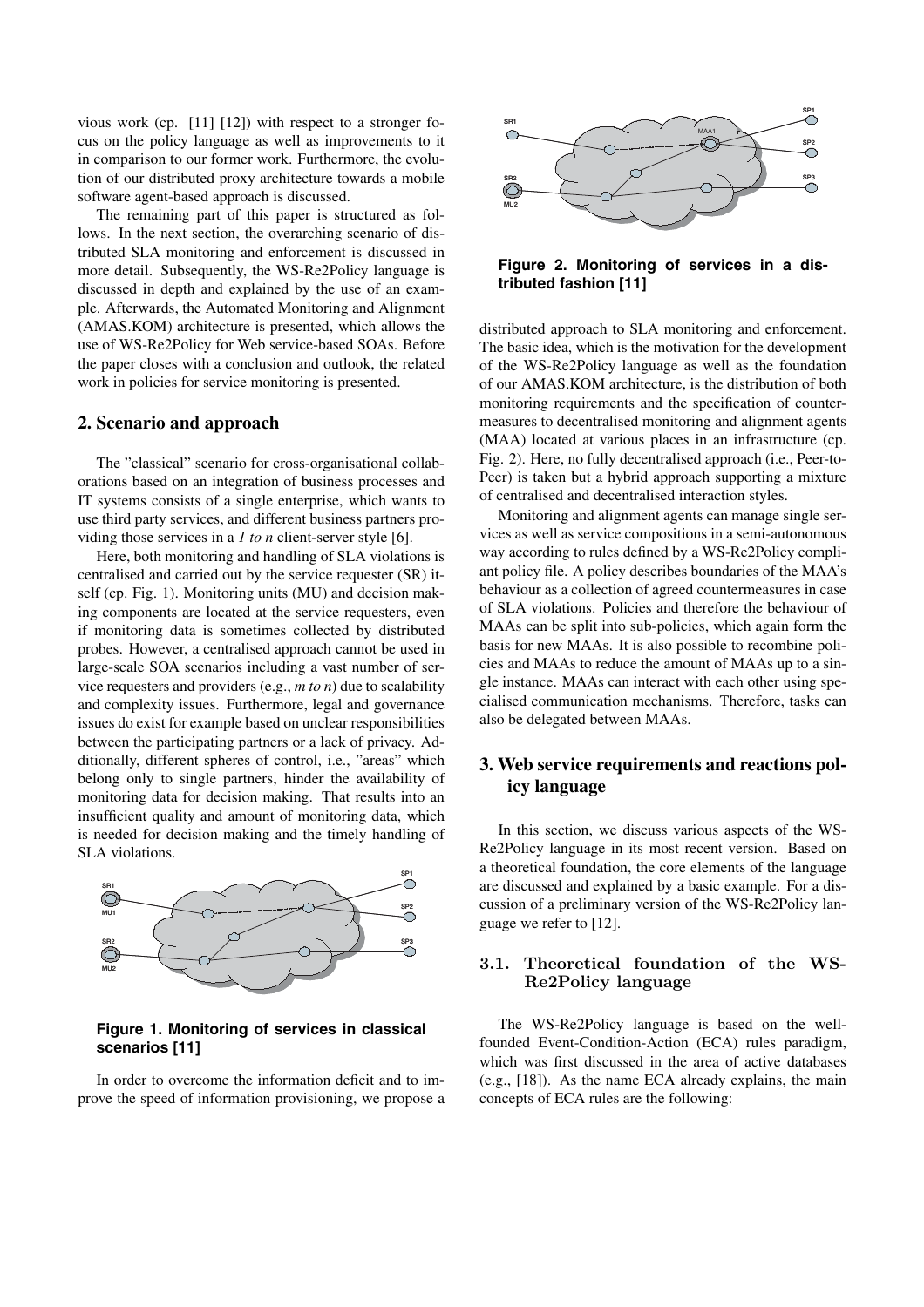vious work (cp. [11] [12]) with respect to a stronger focus on the policy language as well as improvements to it in comparison to our former work. Furthermore, the evolution of our distributed proxy architecture towards a mobile software agent-based approach is discussed.

The remaining part of this paper is structured as follows. In the next section, the overarching scenario of distributed SLA monitoring and enforcement is discussed in more detail. Subsequently, the WS-Re2Policy language is discussed in depth and explained by the use of an example. Afterwards, the Automated Monitoring and Alignment (AMAS.KOM) architecture is presented, which allows the use of WS-Re2Policy for Web service-based SOAs. Before the paper closes with a conclusion and outlook, the related work in policies for service monitoring is presented.

## 2. Scenario and approach

The "classical" scenario for cross-organisational collaborations based on an integration of business processes and IT systems consists of a single enterprise, which wants to use third party services, and different business partners providing those services in a *1 to n* client-server style [6].

Here, both monitoring and handling of SLA violations is centralised and carried out by the service requester (SR) itself (cp. Fig. 1). Monitoring units (MU) and decision making components are located at the service requesters, even if monitoring data is sometimes collected by distributed probes. However, a centralised approach cannot be used in large-scale SOA scenarios including a vast number of service requesters and providers (e.g., *m to n*) due to scalability and complexity issues. Furthermore, legal and governance issues do exist for example based on unclear responsibilities between the participating partners or a lack of privacy. Additionally, different spheres of control, i.e., "areas" which belong only to single partners, hinder the availability of monitoring data for decision making. That results into an insufficient quality and amount of monitoring data, which is needed for decision making and the timely handling of SLA violations.

**Figure 1. Monitoring of services in classical scenarios [11]**

In order to overcome the information deficit and to improve the speed of information provisioning, we propose a distributed approach to SLA monitoring and enforcement. The basic idea, which is the motivation for the development of the WS-Re2Policy language as well as the foundation of our AMAS.KOM architecture, is the distribution of both monitoring requirements and the specification of countermeasures to decentralised monitoring and alignment agents (MAA) located at various places in an infrastructure (cp. Fig. 2). Here, no fully decentralised approach (i.e., Peer-to-Peer) is taken but a hybrid approach supporting a mixture of centralised and decentralised interaction styles.

**Figure 2. Monitoring of services in a distributed fashion [11]**

Monitoring and alignment agents can manage single services as well as service compositions in a semi-autonomous way according to rules defined by a WS-Re2Policy compliant policy file. A policy describes boundaries of the MAA's behaviour as a collection of agreed countermeasures in case of SLA violations. Policies and therefore the behaviour of MAAs can be split into sub-policies, which again form the basis for new MAAs. It is also possible to recombine policies and MAAs to reduce the amount of MAAs up to a single instance. MAAs can interact with each other using specialised communication mechanisms. Therefore, tasks can also be delegated between MAAs.

## 3. Web service requirements and reactions policy language

In this section, we discuss various aspects of the WS-Re2Policy language in its most recent version. Based on a theoretical foundation, the core elements of the language are discussed and explained by a basic example. For a discussion of a preliminary version of the WS-Re2Policy language we refer to [12].

### 3.1. Theoretical foundation of the WS-Re2Policy language

The WS-Re2Policy language is based on the well-founded Event-Condition-Action (ECA) rules paradigm, which was first discussed in the area of active databases (e.g., [18]). As the name ECA already explains, the main concepts of ECA rules are the following: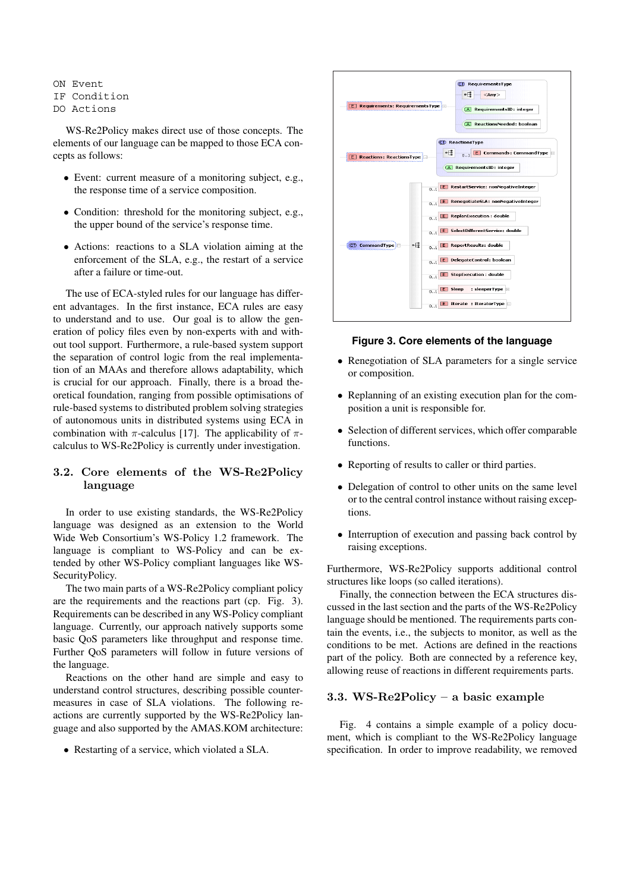```
ON Event
IF Condition
DO Actions
```

WS-Re2Policy makes direct use of those concepts. The elements of our language can be mapped to those ECA concepts as follows:

- Event: current measure of a monitoring subject, e.g., the response time of a service composition.
- Condition: threshold for the monitoring subject, e.g., the upper bound of the service's response time.
- Actions: reactions to a SLA violation aiming at the enforcement of the SLA, e.g., the restart of a service after a failure or time-out.

The use of ECA-styled rules for our language has different advantages. In the first instance, ECA rules are easy to understand and to use. Our goal is to allow the generation of policy files even by non-experts with and without tool support. Furthermore, a rule-based system support the separation of control logic from the real implementation of an MAAs and therefore allows adaptability, which is crucial for our approach. Finally, there is a broad theoretical foundation, ranging from possible optimisations of rule-based systems to distributed problem solving strategies of autonomous units in distributed systems using ECA in combination with $\pi$-calculus [17]. The applicability of $\pi$-calculus to WS-Re2Policy is currently under investigation.

### 3.2. Core elements of the WS-Re2Policy language

In order to use existing standards, the WS-Re2Policy language was designed as an extension to the World Wide Web Consortium's WS-Policy 1.2 framework. The language is compliant to WS-Policy and can be extended by other WS-Policy compliant languages like WS-SecurityPolicy.

The two main parts of a WS-Re2Policy compliant policy are the requirements and the reactions part (cp. Fig. 3). Requirements can be described in any WS-Policy compliant language. Currently, our approach natively supports some basic QoS parameters like throughput and response time. Further QoS parameters will follow in future versions of the language.

Reactions on the other hand are simple and easy to understand control structures, describing possible countermeasures in case of SLA violations. The following reactions are currently supported by the WS-Re2Policy language and also supported by the AMAS.KOM architecture:

- Restarting of a service, which violated a SLA.

**Figure 3. Core elements of the language**

- Renegotiation of SLA parameters for a single service or composition.
- Replanning of an existing execution plan for the composition a unit is responsible for.
- Selection of different services, which offer comparable functions.
- Reporting of results to caller or third parties.
- Delegation of control to other units on the same level or to the central control instance without raising exceptions.
- Interruption of execution and passing back control by raising exceptions.

Furthermore, WS-Re2Policy supports additional control structures like loops (so called iterations).

Finally, the connection between the ECA structures discussed in the last section and the parts of the WS-Re2Policy language should be mentioned. The requirements parts contain the events, i.e., the subjects to monitor, as well as the conditions to be met. Actions are defined in the reactions part of the policy. Both are connected by a reference key, allowing reuse of reactions in different requirements parts.

### 3.3. WS-Re2Policy – a basic example

Fig. 4 contains a simple example of a policy document, which is compliant to the WS-Re2Policy language specification. In order to improve readability, we removed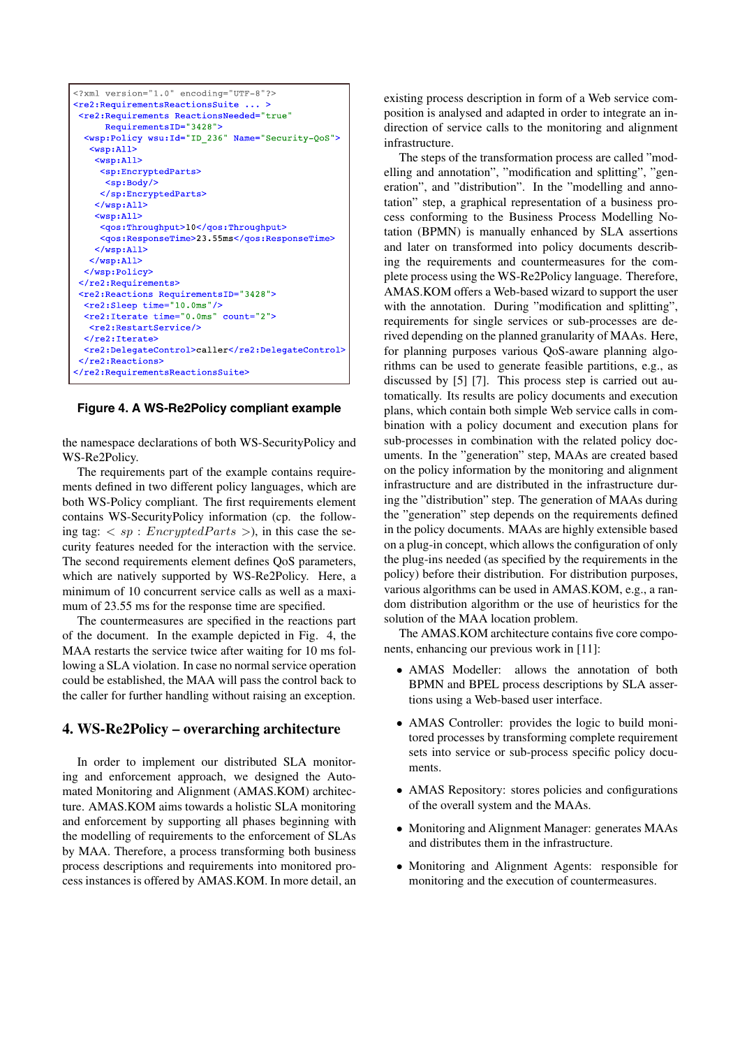```xml
<?xml version="1.0" encoding="UTF-8"?>
<re2:RequirementsReactionsSuite ... >
 <re2:Requirements ReactionsNeeded="true"
      RequirementsID="3428">
  <wsp:Policy wsu:Id="ID_236" Name="Security-QoS">
   <wsp:All>
    <wsp:All>
     <sp:EncryptedParts>
      <sp:Body/>
     </sp:EncryptedParts>
    </wsp:All>
    <wsp:All>
     <qos:Throughput>10</qos:Throughput>
     <qos:ResponseTime>23.55ms</qos:ResponseTime>
    </wsp:All>
   </wsp:All>
  </wsp:Policy>
 </re2:Requirements>
 <re2:Reactions RequirementsID="3428">
  <re2:Sleep time="10.0ms"/>
  <re2:Iterate time="0.0ms" count="2">
   <re2:RestartService/>
  </re2:Iterate>
  <re2:DelegateControl>caller</re2:DelegateControl>
 </re2:Reactions>
</re2:RequirementsReactionsSuite>
```

**Figure 4. A WS-Re2Policy compliant example**

the namespace declarations of both WS-SecurityPolicy and WS-Re2Policy.

The requirements part of the example contains requirements defined in two different policy languages, which are both WS-Policy compliant. The first requirements element contains WS-SecurityPolicy information (cp. the following tag: $< sp : EncryptedParts >$), in this case the security features needed for the interaction with the service. The second requirements element defines QoS parameters, which are natively supported by WS-Re2Policy. Here, a minimum of 10 concurrent service calls as well as a maximum of 23.55 ms for the response time are specified.

The countermeasures are specified in the reactions part of the document. In the example depicted in Fig. 4, the MAA restarts the service twice after waiting for 10 ms following a SLA violation. In case no normal service operation could be established, the MAA will pass the control back to the caller for further handling without raising an exception.

## 4. WS-Re2Policy – overarching architecture

In order to implement our distributed SLA monitoring and enforcement approach, we designed the Automated Monitoring and Alignment (AMAS.KOM) architecture. AMAS.KOM aims towards a holistic SLA monitoring and enforcement by supporting all phases beginning with the modelling of requirements to the enforcement of SLAs by MAA. Therefore, a process transforming both business process descriptions and requirements into monitored process instances is offered by AMAS.KOM. In more detail, an existing process description in form of a Web service composition is analysed and adapted in order to integrate an indirection of service calls to the monitoring and alignment infrastructure.

The steps of the transformation process are called "modelling and annotation", "modification and splitting", "generation", and "distribution". In the "modelling and annotation" step, a graphical representation of a business process conforming to the Business Process Modelling Notation (BPMN) is manually enhanced by SLA assertions and later on transformed into policy documents describing the requirements and countermeasures for the complete process using the WS-Re2Policy language. Therefore, AMAS.KOM offers a Web-based wizard to support the user with the annotation. During "modification and splitting", requirements for single services or sub-processes are derived depending on the planned granularity of MAAs. Here, for planning purposes various QoS-aware planning algorithms can be used to generate feasible partitions, e.g., as discussed by [5] [7]. This process step is carried out automatically. Its results are policy documents and execution plans, which contain both simple Web service calls in combination with a policy document and execution plans for sub-processes in combination with the related policy documents. In the "generation" step, MAAs are created based on the policy information by the monitoring and alignment infrastructure and are distributed in the infrastructure during the "distribution" step. The generation of MAAs during the "generation" step depends on the requirements defined in the policy documents. MAAs are highly extensible based on a plug-in concept, which allows the configuration of only the plug-ins needed (as specified by the requirements in the policy) before their distribution. For distribution purposes, various algorithms can be used in AMAS.KOM, e.g., a random distribution algorithm or the use of heuristics for the solution of the MAA location problem.

The AMAS.KOM architecture contains five core components, enhancing our previous work in [11]:

- AMAS Modeller: allows the annotation of both BPMN and BPEL process descriptions by SLA assertions using a Web-based user interface.
- AMAS Controller: provides the logic to build monitored processes by transforming complete requirement sets into service or sub-process specific policy documents.
- AMAS Repository: stores policies and configurations of the overall system and the MAAs.
- Monitoring and Alignment Manager: generates MAAs and distributes them in the infrastructure.
- Monitoring and Alignment Agents: responsible for monitoring and the execution of countermeasures.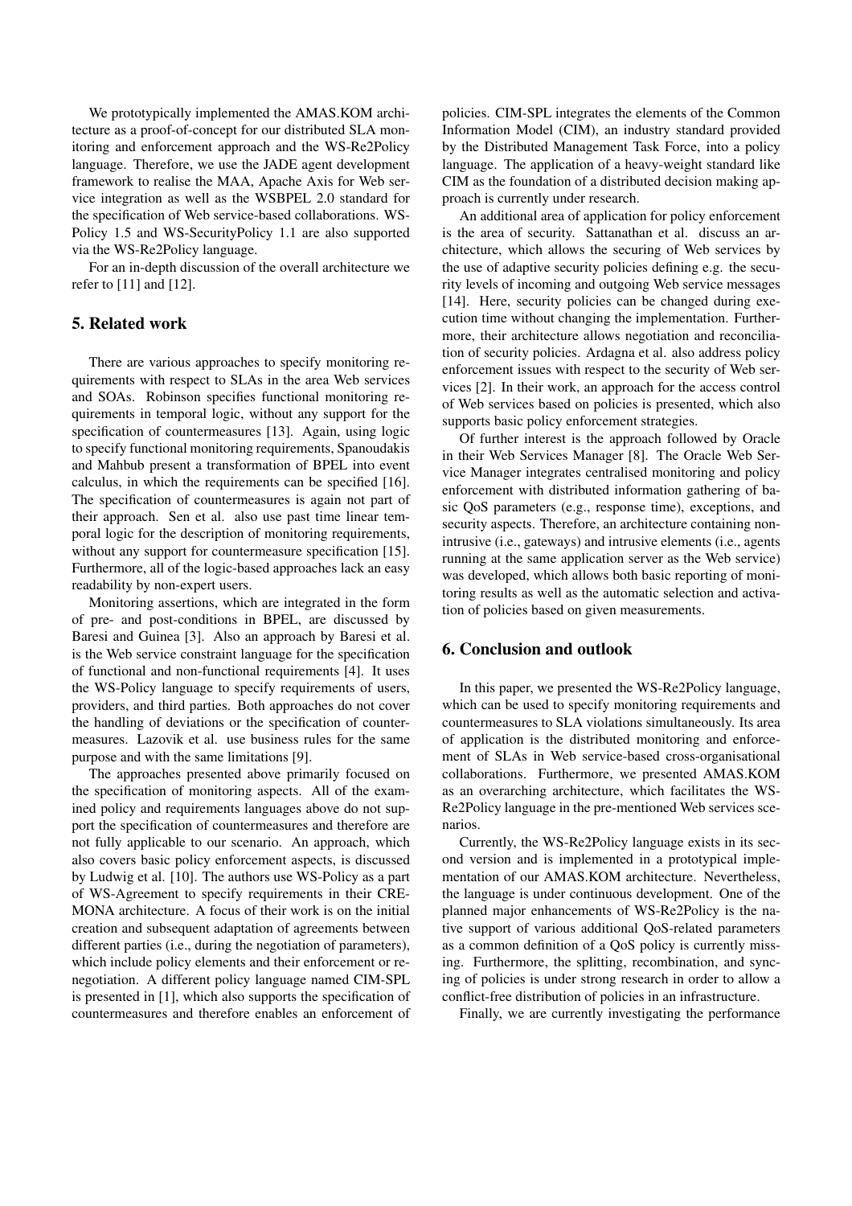We prototypically implemented the AMAS.KOM architecture as a proof-of-concept for our distributed SLA monitoring and enforcement approach and the WS-Re2Policy language. Therefore, we use the JADE agent development framework to realise the MAA, Apache Axis for Web service integration as well as the WSBPEL 2.0 standard for the specification of Web service-based collaborations. WS-Policy 1.5 and WS-SecurityPolicy 1.1 are also supported via the WS-Re2Policy language.

For an in-depth discussion of the overall architecture we refer to [11] and [12].

## 5. Related work

There are various approaches to specify monitoring requirements with respect to SLAs in the area Web services and SOAs. Robinson specifies functional monitoring requirements in temporal logic, without any support for the specification of countermeasures [13]. Again, using logic to specify functional monitoring requirements, Spanoudakis and Mahbub present a transformation of BPEL into event calculus, in which the requirements can be specified [16]. The specification of countermeasures is again not part of their approach. Sen et al. also use past time linear temporal logic for the description of monitoring requirements, without any support for countermeasure specification [15]. Furthermore, all of the logic-based approaches lack an easy readability by non-expert users.

Monitoring assertions, which are integrated in the form of pre- and post-conditions in BPEL, are discussed by Baresi and Guinea [3]. Also an approach by Baresi et al. is the Web service constraint language for the specification of functional and non-functional requirements [4]. It uses the WS-Policy language to specify requirements of users, providers, and third parties. Both approaches do not cover the handling of deviations or the specification of countermeasures. Lazovik et al. use business rules for the same purpose and with the same limitations [9].

The approaches presented above primarily focused on the specification of monitoring aspects. All of the examined policy and requirements languages above do not support the specification of countermeasures and therefore are not fully applicable to our scenario. An approach, which also covers basic policy enforcement aspects, is discussed by Ludwig et al. [10]. The authors use WS-Policy as a part of WS-Agreement to specify requirements in their CREMONA architecture. A focus of their work is on the initial creation and subsequent adaptation of agreements between different parties (i.e., during the negotiation of parameters), which include policy elements and their enforcement or renegotiation. A different policy language named CIM-SPL is presented in [1], which also supports the specification of countermeasures and therefore enables an enforcement of policies. CIM-SPL integrates the elements of the Common Information Model (CIM), an industry standard provided by the Distributed Management Task Force, into a policy language. The application of a heavy-weight standard like CIM as the foundation of a distributed decision making approach is currently under research.

An additional area of application for policy enforcement is the area of security. Sattanathan et al. discuss an architecture, which allows the securing of Web services by the use of adaptive security policies defining e.g. the security levels of incoming and outgoing Web service messages [14]. Here, security policies can be changed during execution time without changing the implementation. Furthermore, their architecture allows negotiation and reconciliation of security policies. Ardagna et al. also address policy enforcement issues with respect to the security of Web services [2]. In their work, an approach for the access control of Web services based on policies is presented, which also supports basic policy enforcement strategies.

Of further interest is the approach followed by Oracle in their Web Services Manager [8]. The Oracle Web Service Manager integrates centralised monitoring and policy enforcement with distributed information gathering of basic QoS parameters (e.g., response time), exceptions, and security aspects. Therefore, an architecture containing non-intrusive (i.e., gateways) and intrusive elements (i.e., agents running at the same application server as the Web service) was developed, which allows both basic reporting of monitoring results as well as the automatic selection and activation of policies based on given measurements.

## 6. Conclusion and outlook

In this paper, we presented the WS-Re2Policy language, which can be used to specify monitoring requirements and countermeasures to SLA violations simultaneously. Its area of application is the distributed monitoring and enforcement of SLAs in Web service-based cross-organisational collaborations. Furthermore, we presented AMAS.KOM as an overarching architecture, which facilitates the WS-Re2Policy language in the pre-mentioned Web services scenarios.

Currently, the WS-Re2Policy language exists in its second version and is implemented in a prototypical implementation of our AMAS.KOM architecture. Nevertheless, the language is under continuous development. One of the planned major enhancements of WS-Re2Policy is the native support of various additional QoS-related parameters as a common definition of a QoS policy is currently missing. Furthermore, the splitting, recombination, and syncing of policies is under strong research in order to allow a conflict-free distribution of policies in an infrastructure.

Finally, we are currently investigating the performance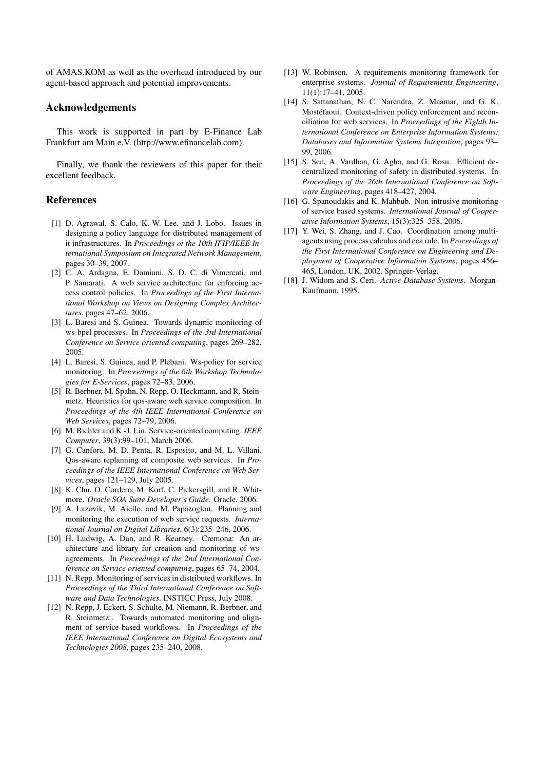of AMAS.KOM as well as the overhead introduced by our agent-based approach and potential improvements.

## Acknowledgements

This work is supported in part by E-Finance Lab Frankfurt am Main e.V. (http://www.efinancelab.com).

Finally, we thank the reviewers of this paper for their excellent feedback.

## References

[1] D. Agrawal, S. Calo, K.-W. Lee, and J. Lobo. Issues in designing a policy language for distributed management of it infrastructures. In *Proceedings ot the 10th IFIP/IEEE International Symposium on Integrated Network Management*, pages 30–39, 2007.

[2] C. A. Ardagna, E. Damiani, S. D. C. di Vimercati, and P. Samarati. A web service architecture for enforcing access control policies. In *Proceedings of the First International Workshop on Views on Designing Complex Architectures*, pages 47–62, 2006.

[3] L. Baresi and S. Guinea. Towards dynamic monitoring of ws-bpel processes. In *Proceedings of the 3rd International Conference on Service oriented computing*, pages 269–282, 2005.

[4] L. Baresi, S. Guinea, and P. Plebani. Ws-policy for service monitoring. In *Proceedings of the 6th Workshop Technologies for E-Services*, pages 72–83, 2006.

[5] R. Berbner, M. Spahn, N. Repp, O. Heckmann, and R. Steinmetz. Heuristics for qos-aware web service composition. In *Proceedings of the 4th IEEE International Conference on Web Services*, pages 72–79, 2006.

[6] M. Bichler and K.-J. Lin. Service-oriented computing. *IEEE Computer*, 39(3):99–101, March 2006.

[7] G. Canfora, M. D. Penta, R. Esposito, and M. L. Villani. Qos-aware replanning of composite web services. In *Proceedings of the IEEE International Conference on Web Services*, pages 121–129, July 2005.

[8] K. Chu, O. Cordero, M. Korf, C. Pickersgill, and R. Whitmore. *Oracle SOA Suite Developer's Guide*. Oracle, 2006.

[9] A. Lazovik, M. Aiello, and M. Papazoglou. Planning and monitoring the execution of web service requests. *International Journal on Digital Libraries*, 6(3):235–246, 2006.

[10] H. Ludwig, A. Dan, and R. Kearney. Cremona: An architecture and library for creation and monitoring of ws-agreements. In *Proceedings of the 2nd International Conference on Service oriented computing*, pages 65–74, 2004.

[11] N. Repp. Monitoring of services in distributed workflows. In *Proceedings of the Third International Conference on Software and Data Technologies*. INSTICC Press, July 2008.

[12] N. Repp, J. Eckert, S. Schulte, M. Niemann, R. Berbner, and R. Steinmetz:. Towards automated monitoring and alignment of service-based workflows. In *Proceedings of the IEEE International Conference on Digital Ecosystems and Technologies 2008*, pages 235–240, 2008.

[13] W. Robinson. A requirements monitoring framework for enterprise systems. *Journal of Requirements Engineering*, 11(1):17–41, 2005.

[14] S. Sattanathan, N. C. Narendra, Z. Maamar, and G. K. Mostéfaoui. Context-driven policy enforcement and reconciliation for web services. In *Proceedings of the Eighth International Conference on Enterprise Information Systems: Databases and Information Systems Integration*, pages 93–99, 2006.

[15] S. Sen, A. Vardhan, G. Agha, and G. Rosu. Efficient decentralized monitoring of safety in distributed systems. In *Proceedings of the 26th International Conference on Software Engineering*, pages 418–427, 2004.

[16] G. Spanoudakis and K. Mahbub. Non intrusive monitoring of service based systems. *International Journal of Cooperative Information Systems*, 15(3):325–358, 2006.

[17] Y. Wei, S. Zhang, and J. Cao. Coordination among multi-agents using process calculus and eca rule. In *Proceedings of the First International Conference on Engineering and Deployment of Cooperative Information Systems*, pages 456–465, London, UK, 2002. Springer-Verlag.

[18] J. Widom and S. Ceri. *Active Database Systems*. Morgan-Kaufmann, 1995.